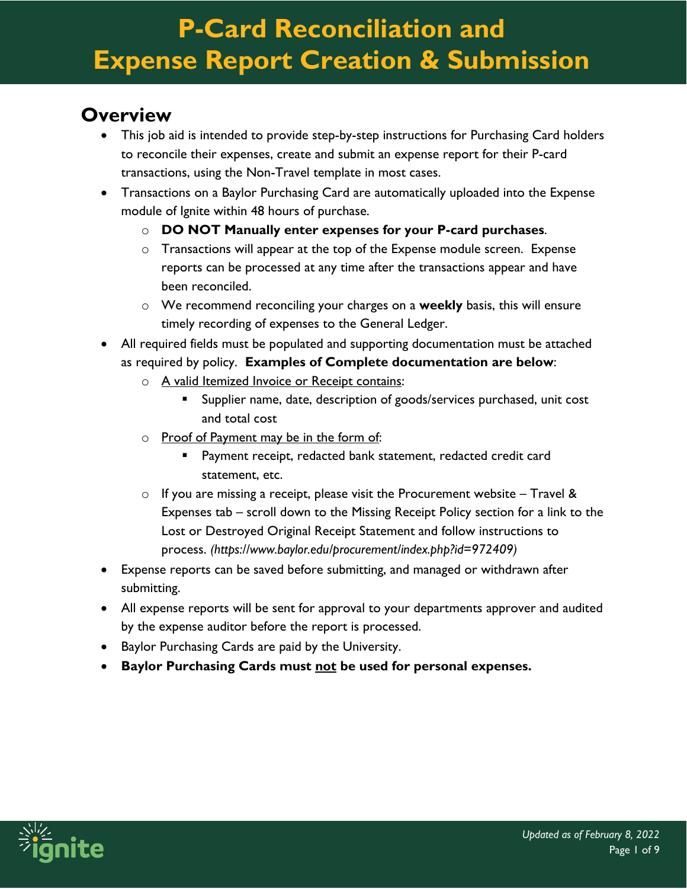# P-Card Reconciliation and Expense Report Creation & Submission

## Overview

- This job aid is intended to provide step-by-step instructions for Purchasing Card holders to reconcile their expenses, create and submit an expense report for their P-card transactions, using the Non-Travel template in most cases.
- Transactions on a Baylor Purchasing Card are automatically uploaded into the Expense module of Ignite within 48 hours of purchase.
  - **DO NOT Manually enter expenses for your P-card purchases**.
  - Transactions will appear at the top of the Expense module screen. Expense reports can be processed at any time after the transactions appear and have been reconciled.
  - We recommend reconciling your charges on a **weekly** basis, this will ensure timely recording of expenses to the General Ledger.
- All required fields must be populated and supporting documentation must be attached as required by policy. **Examples of Complete documentation are below**:
  - A valid Itemized Invoice or Receipt contains:
    - Supplier name, date, description of goods/services purchased, unit cost and total cost
  - Proof of Payment may be in the form of:
    - Payment receipt, redacted bank statement, redacted credit card statement, etc.
  - If you are missing a receipt, please visit the Procurement website – Travel & Expenses tab – scroll down to the Missing Receipt Policy section for a link to the Lost or Destroyed Original Receipt Statement and follow instructions to process. *(https://www.baylor.edu/procurement/index.php?id=972409)*
- Expense reports can be saved before submitting, and managed or withdrawn after submitting.
- All expense reports will be sent for approval to your departments approver and audited by the expense auditor before the report is processed.
- Baylor Purchasing Cards are paid by the University.
- **Baylor Purchasing Cards must not be used for personal expenses.**

*Updated as of February 8, 2022*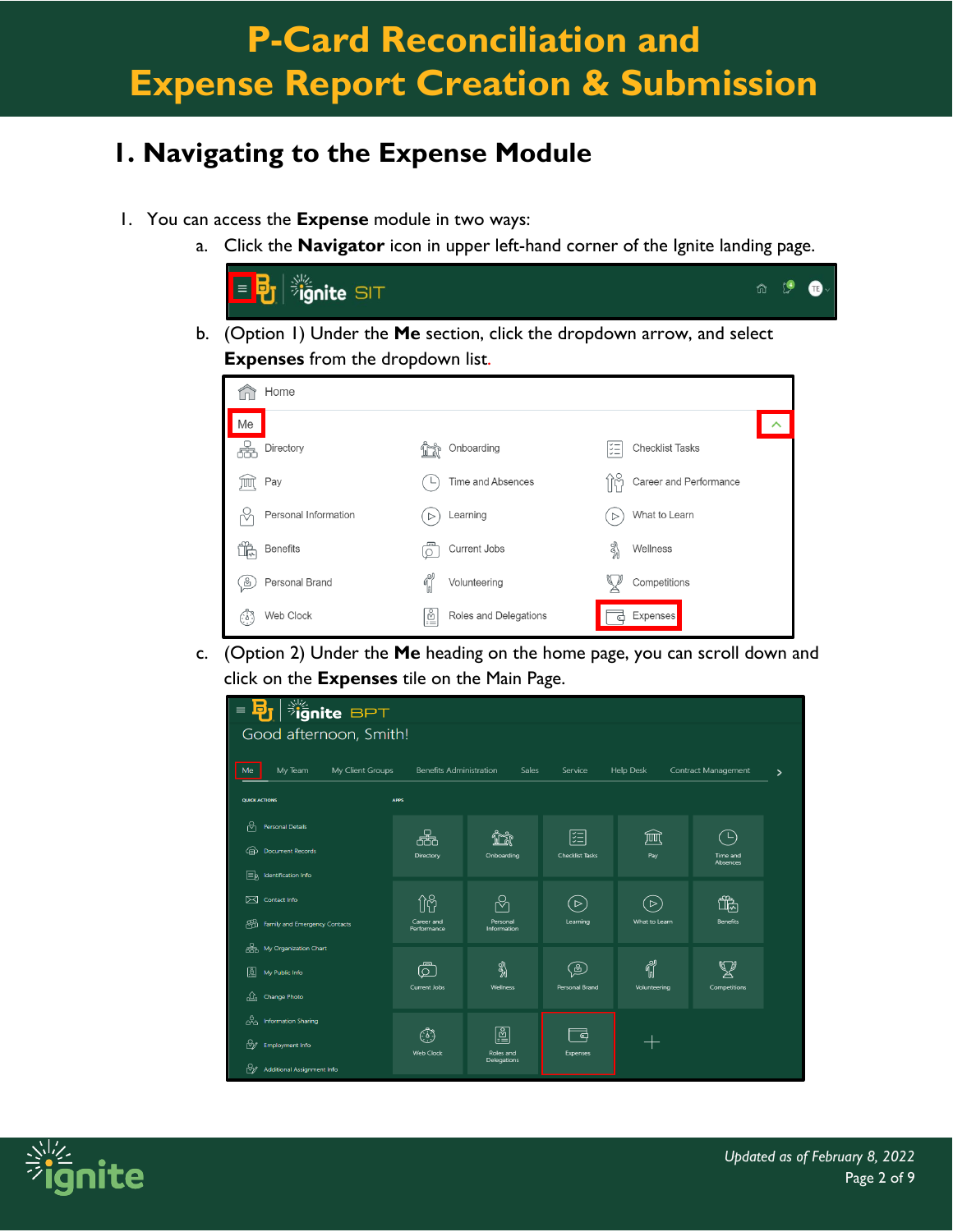# P-Card Reconciliation and Expense Report Creation & Submission

## 1. Navigating to the Expense Module

1. You can access the **Expense** module in two ways:
   a. Click the **Navigator** icon in upper left-hand corner of the Ignite landing page.
   b. (Option 1) Under the **Me** section, click the dropdown arrow, and select **Expenses** from the dropdown list.
   c. (Option 2) Under the **Me** heading on the home page, you can scroll down and click on the **Expenses** tile on the Main Page.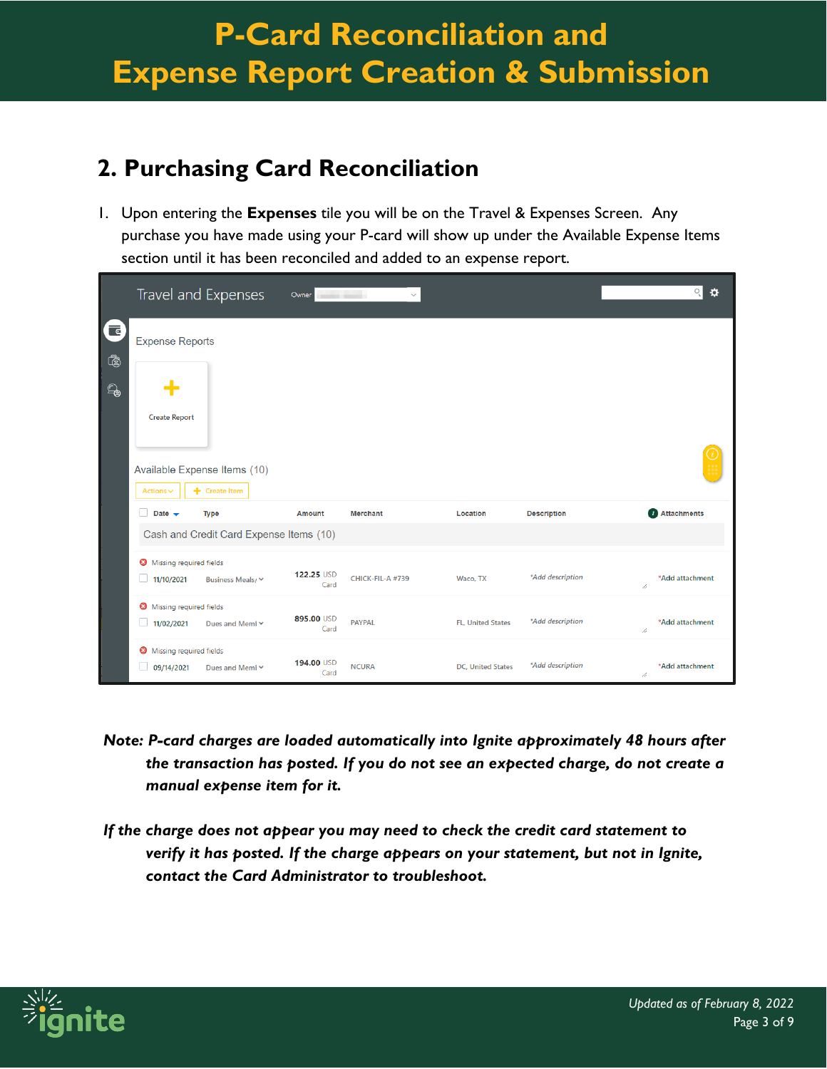## 2. Purchasing Card Reconciliation

1. Upon entering the **Expenses** tile you will be on the Travel & Expenses Screen. Any purchase you have made using your P-card will show up under the Available Expense Items section until it has been reconciled and added to an expense report.

***Note: P-card charges are loaded automatically into Ignite approximately 48 hours after the transaction has posted. If you do not see an expected charge, do not create a manual expense item for it.***

***If the charge does not appear you may need to check the credit card statement to verify it has posted. If the charge appears on your statement, but not in Ignite, contact the Card Administrator to troubleshoot.***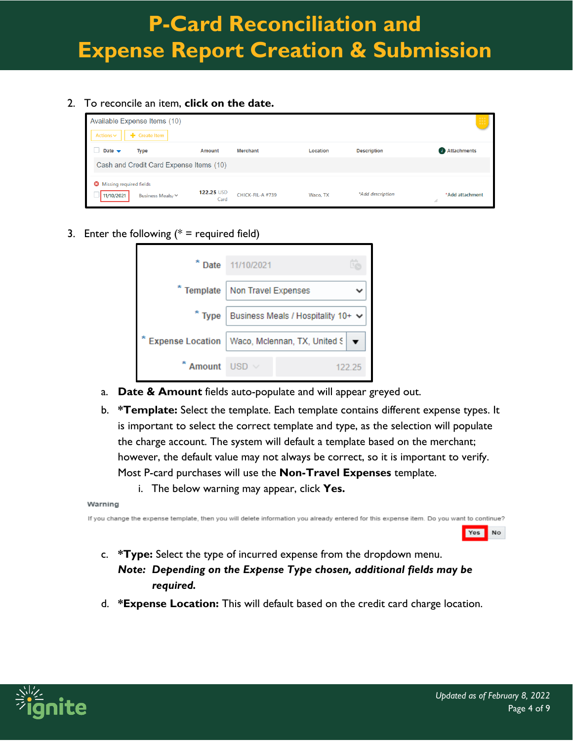2. To reconcile an item, **click on the date.**

3. Enter the following (* = required field)

   a. **Date & Amount** fields auto-populate and will appear greyed out.

   b. ***Template:** Select the template. Each template contains different expense types. It is important to select the correct template and type, as the selection will populate the charge account. The system will default a template based on the merchant; however, the default value may not always be correct, so it is important to verify. Most P-card purchases will use the **Non-Travel Expenses** template.

      i. The below warning may appear, click **Yes.**

   c. ***Type:** Select the type of incurred expense from the dropdown menu.
   ***Note: Depending on the Expense Type chosen, additional fields may be required.***

   d. ***Expense Location:** This will default based on the credit card charge location.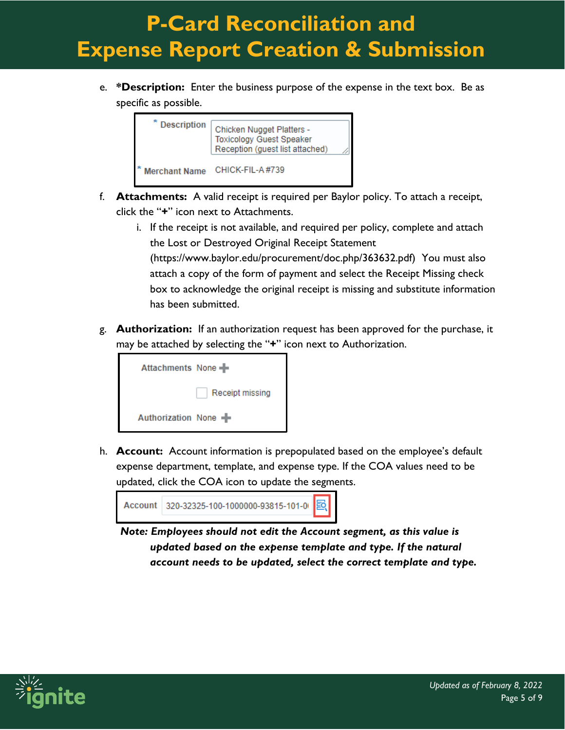e. ***Description:** Enter the business purpose of the expense in the text box. Be as specific as possible.

f. **Attachments:** A valid receipt is required per Baylor policy. To attach a receipt, click the "**+**" icon next to Attachments.

   i. If the receipt is not available, and required per policy, complete and attach the Lost or Destroyed Original Receipt Statement (https://www.baylor.edu/procurement/doc.php/363632.pdf) You must also attach a copy of the form of payment and select the Receipt Missing check box to acknowledge the original receipt is missing and substitute information has been submitted.

g. **Authorization:** If an authorization request has been approved for the purchase, it may be attached by selecting the "**+**" icon next to Authorization.

h. **Account:** Account information is prepopulated based on the employee's default expense department, template, and expense type. If the COA values need to be updated, click the COA icon to update the segments.

***Note: Employees should not edit the Account segment, as this value is updated based on the expense template and type. If the natural account needs to be updated, select the correct template and type.***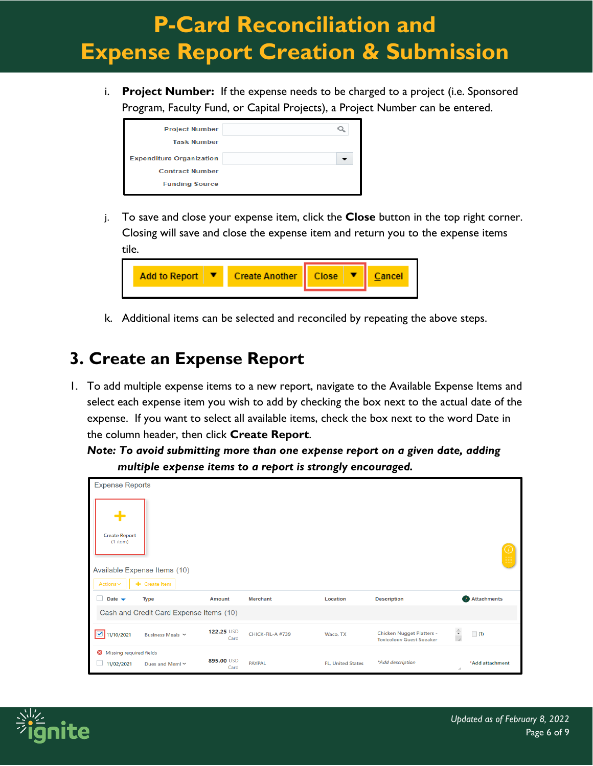i. **Project Number:** If the expense needs to be charged to a project (i.e. Sponsored Program, Faculty Fund, or Capital Projects), a Project Number can be entered.

j. To save and close your expense item, click the **Close** button in the top right corner. Closing will save and close the expense item and return you to the expense items tile.

k. Additional items can be selected and reconciled by repeating the above steps.

## 3. Create an Expense Report

1. To add multiple expense items to a new report, navigate to the Available Expense Items and select each expense item you wish to add by checking the box next to the actual date of the expense. If you want to select all available items, check the box next to the word Date in the column header, then click **Create Report**.

   ***Note: To avoid submitting more than one expense report on a given date, adding multiple expense items to a report is strongly encouraged.***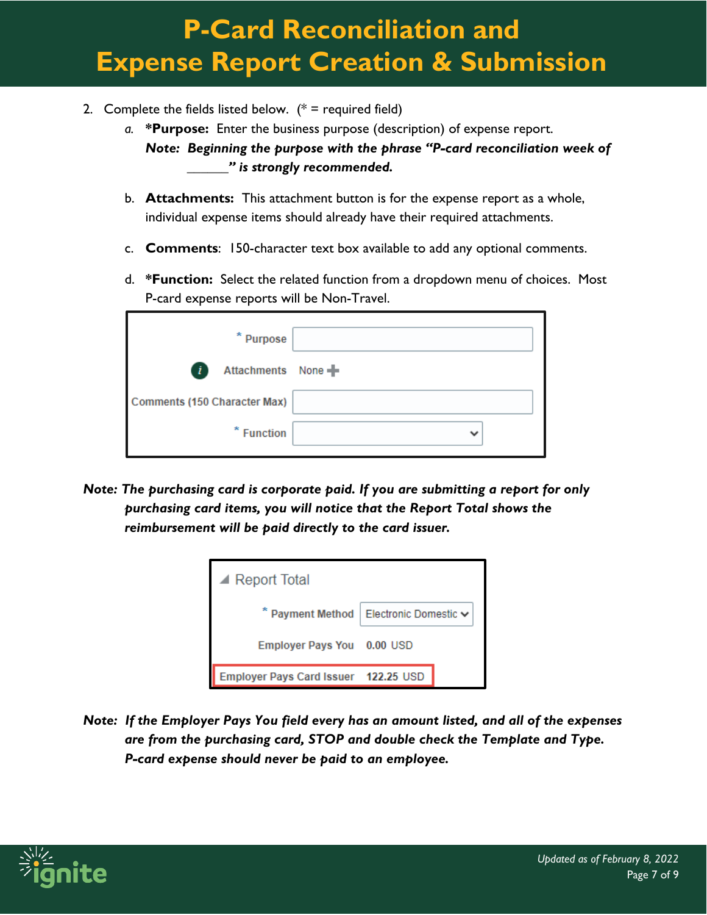2. Complete the fields listed below. (* = required field)

   a. ***Purpose:** Enter the business purpose (description) of expense report.
      ***Note: Beginning the purpose with the phrase "P-card reconciliation week of ______" is strongly recommended.***

   b. **Attachments:** This attachment button is for the expense report as a whole, individual expense items should already have their required attachments.

   c. **Comments**: 150-character text box available to add any optional comments.

   d. ***Function:** Select the related function from a dropdown menu of choices. Most P-card expense reports will be Non-Travel.

| Field | Value |
| --- | --- |
| * Purpose | |
| Attachments | None |
| Comments (150 Character Max) | |
| * Function | |

***Note: The purchasing card is corporate paid. If you are submitting a report for only purchasing card items, you will notice that the Report Total shows the reimbursement will be paid directly to the card issuer.***

Report Total

| Field | Value |
| --- | --- |
| * Payment Method | Electronic Domestic |
| Employer Pays You | 0.00 USD |
| Employer Pays Card Issuer | 122.25 USD |

***Note: If the Employer Pays You field every has an amount listed, and all of the expenses are from the purchasing card, STOP and double check the Template and Type. P-card expense should never be paid to an employee.***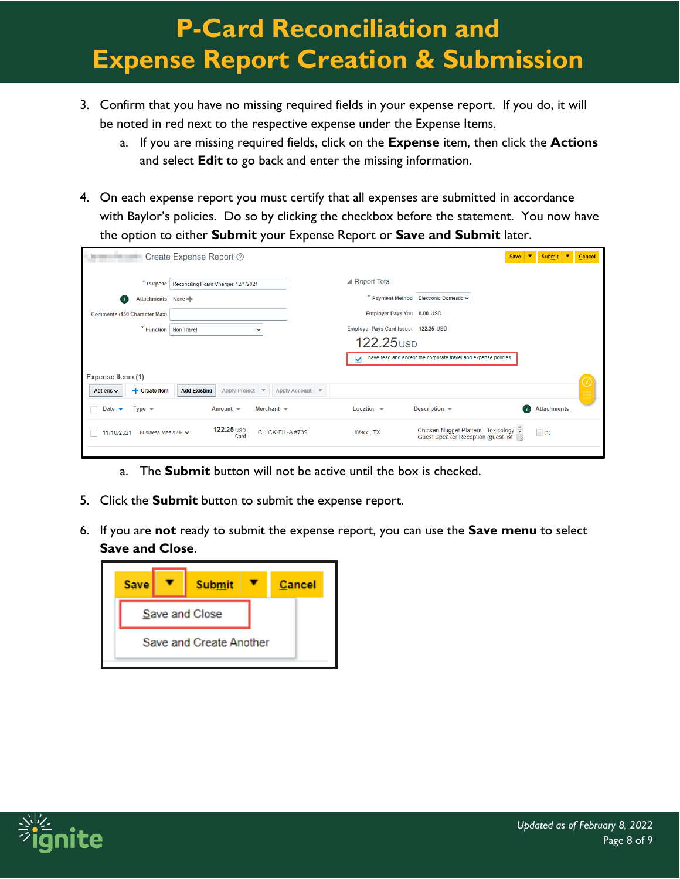3. Confirm that you have no missing required fields in your expense report. If you do, it will be noted in red next to the respective expense under the Expense Items.
   a. If you are missing required fields, click on the **Expense** item, then click the **Actions** and select **Edit** to go back and enter the missing information.

4. On each expense report you must certify that all expenses are submitted in accordance with Baylor's policies. Do so by clicking the checkbox before the statement. You now have the option to either **Submit** your Expense Report or **Save and Submit** later.
   a. The **Submit** button will not be active until the box is checked.

5. Click the **Submit** button to submit the expense report.

6. If you are **not** ready to submit the expense report, you can use the **Save menu** to select **Save and Close**.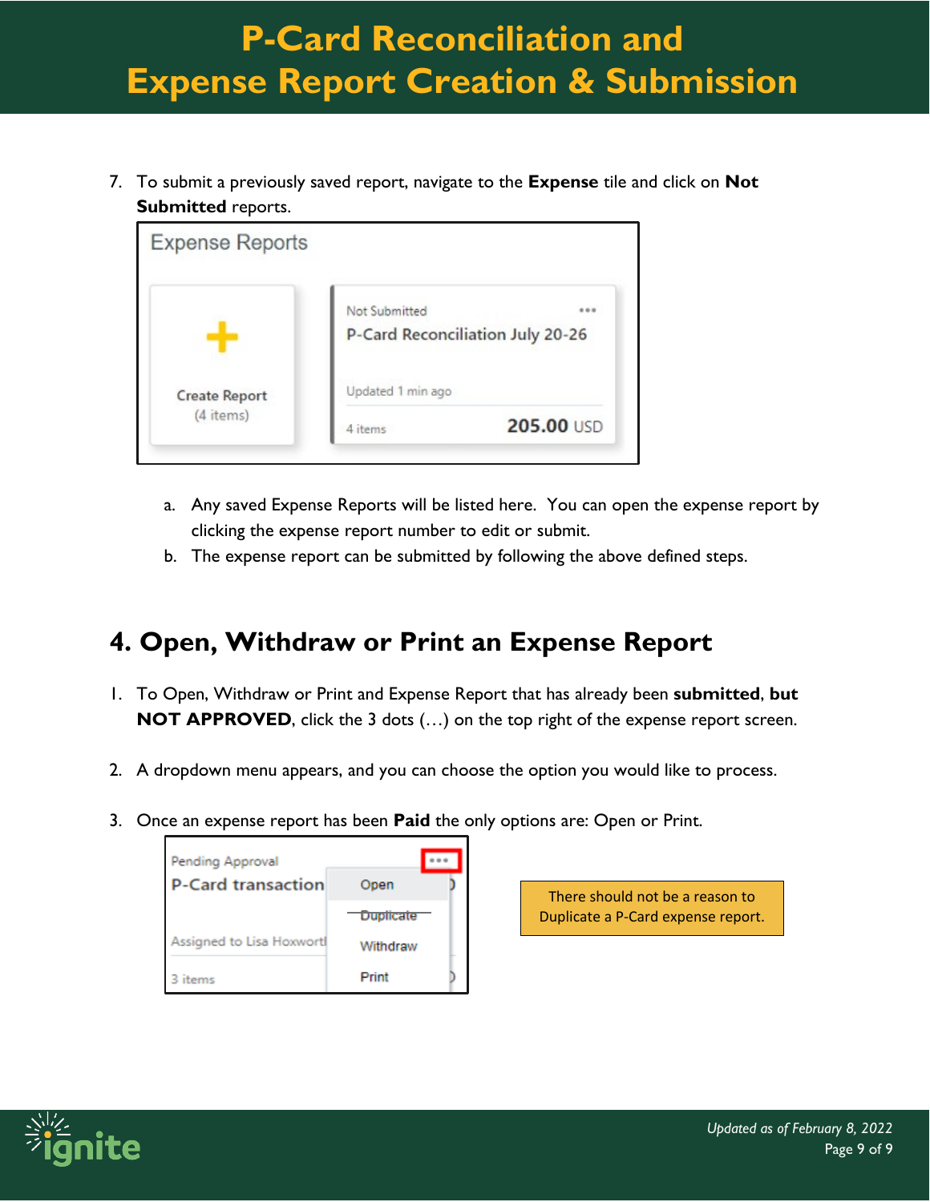# P-Card Reconciliation and Expense Report Creation & Submission

7. To submit a previously saved report, navigate to the **Expense** tile and click on **Not Submitted** reports.

Expense Reports

Create Report (4 items)

Not Submitted
P-Card Reconciliation July 20-26
Updated 1 min ago
4 items 205.00 USD

   a. Any saved Expense Reports will be listed here. You can open the expense report by clicking the expense report number to edit or submit.
   b. The expense report can be submitted by following the above defined steps.

## 4. Open, Withdraw or Print an Expense Report

1. To Open, Withdraw or Print and Expense Report that has already been **submitted**, **but NOT APPROVED**, click the 3 dots (…) on the top right of the expense report screen.

2. A dropdown menu appears, and you can choose the option you would like to process.

3. Once an expense report has been **Paid** the only options are: Open or Print.

Pending Approval
P-Card transaction
Assigned to Lisa Hoxworth
3 items

Open
~~Duplicate~~
Withdraw
Print

There should not be a reason to Duplicate a P-Card expense report.